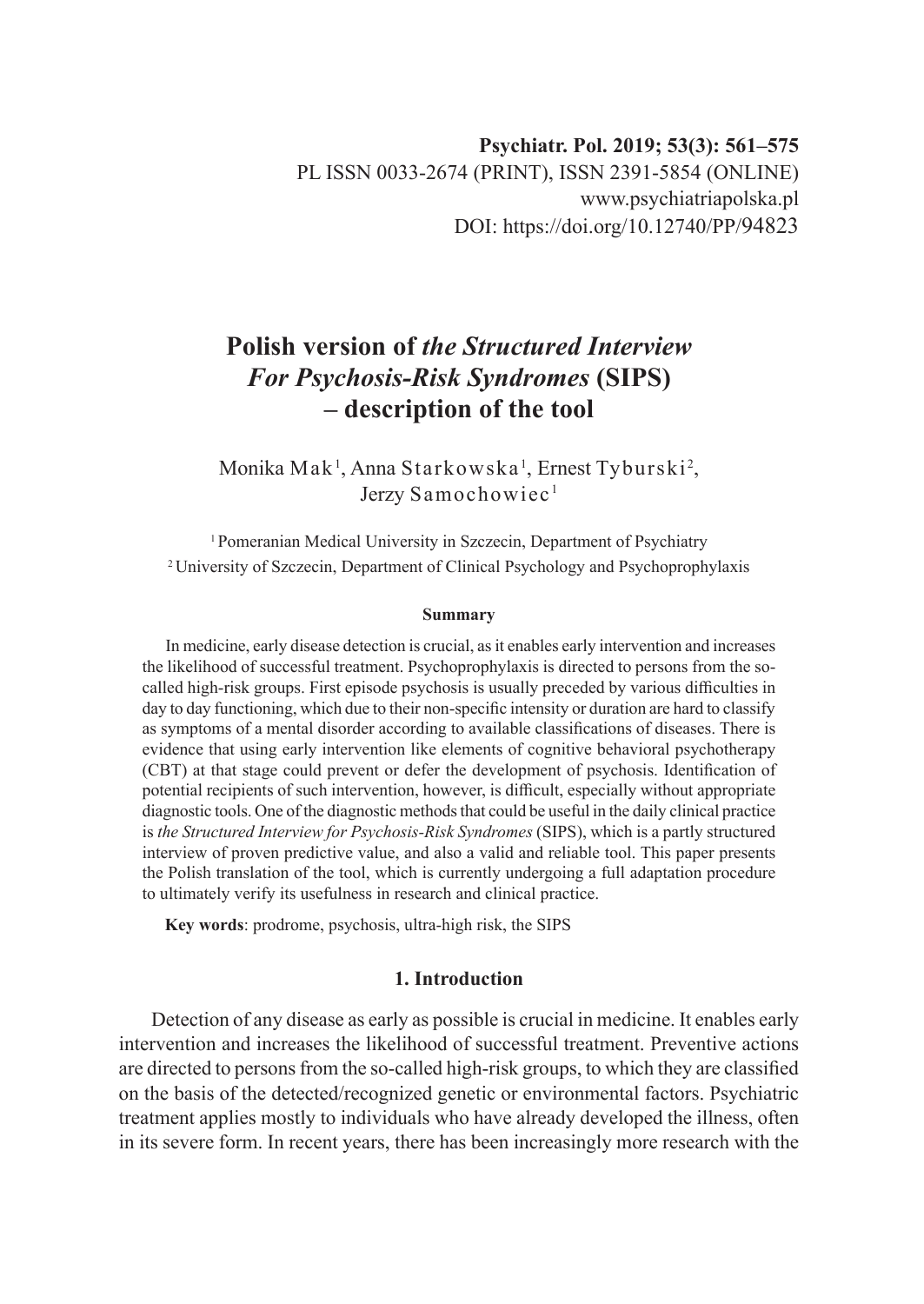Psychiatr. Pol. 2019; 53(3): 561–575

PL ISSN 0033-2674 (PRINT), ISSN 2391-5854 (ONLINE)

www.psychiatriapolska.pl

DOI: https://doi.org/10.12740/PP/94823

# Polish version of *the Structured Interview For Psychosis-Risk Syndromes* (SIPS) – description of the tool

Monika Mak[1], Anna Starkowska[1], Ernest Tyburski[2], Jerzy Samochowiec[1]

[1] Pomeranian Medical University in Szczecin, Department of Psychiatry

[2] University of Szczecin, Department of Clinical Psychology and Psychoprophylaxis

**Summary**

In medicine, early disease detection is crucial, as it enables early intervention and increases the likelihood of successful treatment. Psychoprophylaxis is directed to persons from the so-called high-risk groups. First episode psychosis is usually preceded by various difficulties in day to day functioning, which due to their non-specific intensity or duration are hard to classify as symptoms of a mental disorder according to available classifications of diseases. There is evidence that using early intervention like elements of cognitive behavioral psychotherapy (CBT) at that stage could prevent or defer the development of psychosis. Identification of potential recipients of such intervention, however, is difficult, especially without appropriate diagnostic tools. One of the diagnostic methods that could be useful in the daily clinical practice is *the Structured Interview for Psychosis-Risk Syndromes* (SIPS), which is a partly structured interview of proven predictive value, and also a valid and reliable tool. This paper presents the Polish translation of the tool, which is currently undergoing a full adaptation procedure to ultimately verify its usefulness in research and clinical practice.

**Key words**: prodrome, psychosis, ultra-high risk, the SIPS

## 1. Introduction

Detection of any disease as early as possible is crucial in medicine. It enables early intervention and increases the likelihood of successful treatment. Preventive actions are directed to persons from the so-called high-risk groups, to which they are classified on the basis of the detected/recognized genetic or environmental factors. Psychiatric treatment applies mostly to individuals who have already developed the illness, often in its severe form. In recent years, there has been increasingly more research with the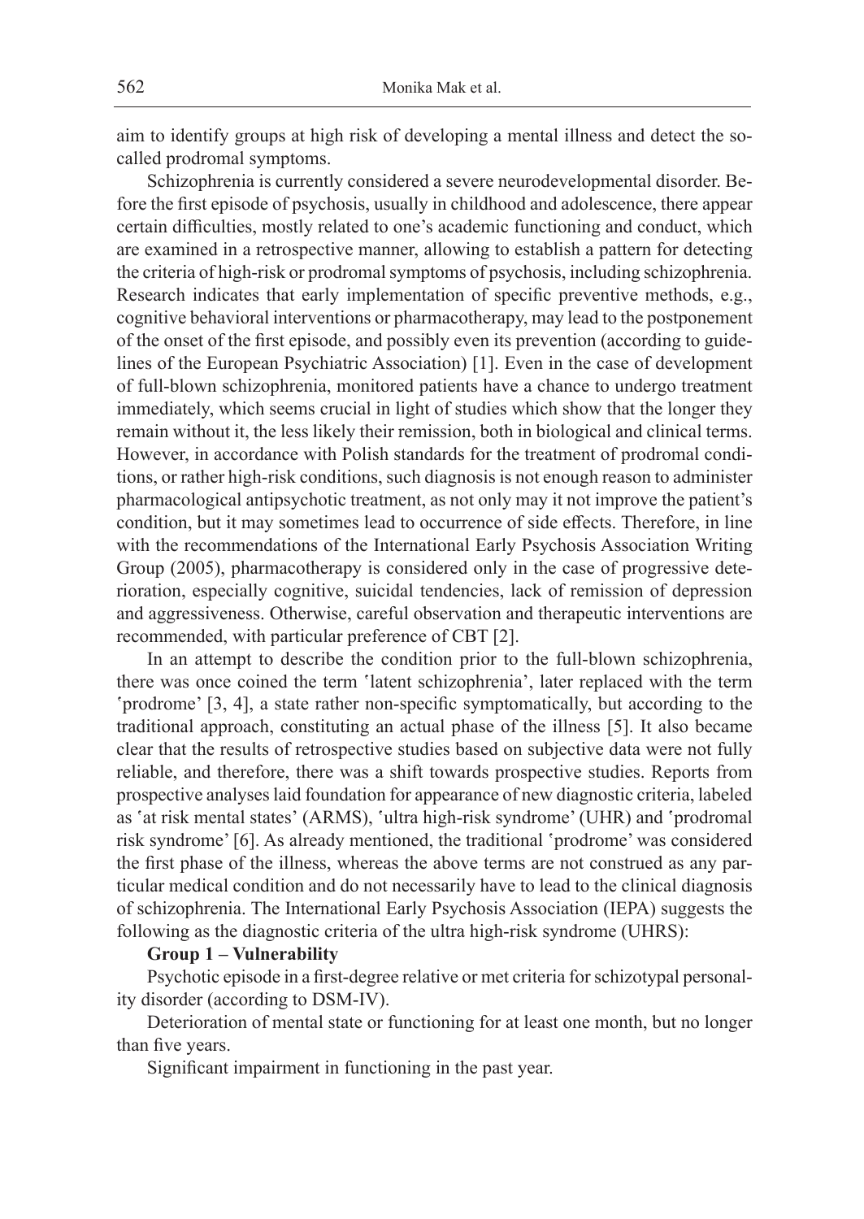aim to identify groups at high risk of developing a mental illness and detect the so-called prodromal symptoms.

Schizophrenia is currently considered a severe neurodevelopmental disorder. Before the first episode of psychosis, usually in childhood and adolescence, there appear certain difficulties, mostly related to one's academic functioning and conduct, which are examined in a retrospective manner, allowing to establish a pattern for detecting the criteria of high-risk or prodromal symptoms of psychosis, including schizophrenia. Research indicates that early implementation of specific preventive methods, e.g., cognitive behavioral interventions or pharmacotherapy, may lead to the postponement of the onset of the first episode, and possibly even its prevention (according to guidelines of the European Psychiatric Association) [1]. Even in the case of development of full-blown schizophrenia, monitored patients have a chance to undergo treatment immediately, which seems crucial in light of studies which show that the longer they remain without it, the less likely their remission, both in biological and clinical terms. However, in accordance with Polish standards for the treatment of prodromal conditions, or rather high-risk conditions, such diagnosis is not enough reason to administer pharmacological antipsychotic treatment, as not only may it not improve the patient's condition, but it may sometimes lead to occurrence of side effects. Therefore, in line with the recommendations of the International Early Psychosis Association Writing Group (2005), pharmacotherapy is considered only in the case of progressive deterioration, especially cognitive, suicidal tendencies, lack of remission of depression and aggressiveness. Otherwise, careful observation and therapeutic interventions are recommended, with particular preference of CBT [2].

In an attempt to describe the condition prior to the full-blown schizophrenia, there was once coined the term 'latent schizophrenia', later replaced with the term 'prodrome' [3, 4], a state rather non-specific symptomatically, but according to the traditional approach, constituting an actual phase of the illness [5]. It also became clear that the results of retrospective studies based on subjective data were not fully reliable, and therefore, there was a shift towards prospective studies. Reports from prospective analyses laid foundation for appearance of new diagnostic criteria, labeled as 'at risk mental states' (ARMS), 'ultra high-risk syndrome' (UHR) and 'prodromal risk syndrome' [6]. As already mentioned, the traditional 'prodrome' was considered the first phase of the illness, whereas the above terms are not construed as any particular medical condition and do not necessarily have to lead to the clinical diagnosis of schizophrenia. The International Early Psychosis Association (IEPA) suggests the following as the diagnostic criteria of the ultra high-risk syndrome (UHRS):

**Group 1 – Vulnerability**

Psychotic episode in a first-degree relative or met criteria for schizotypal personality disorder (according to DSM-IV).

Deterioration of mental state or functioning for at least one month, but no longer than five years.

Significant impairment in functioning in the past year.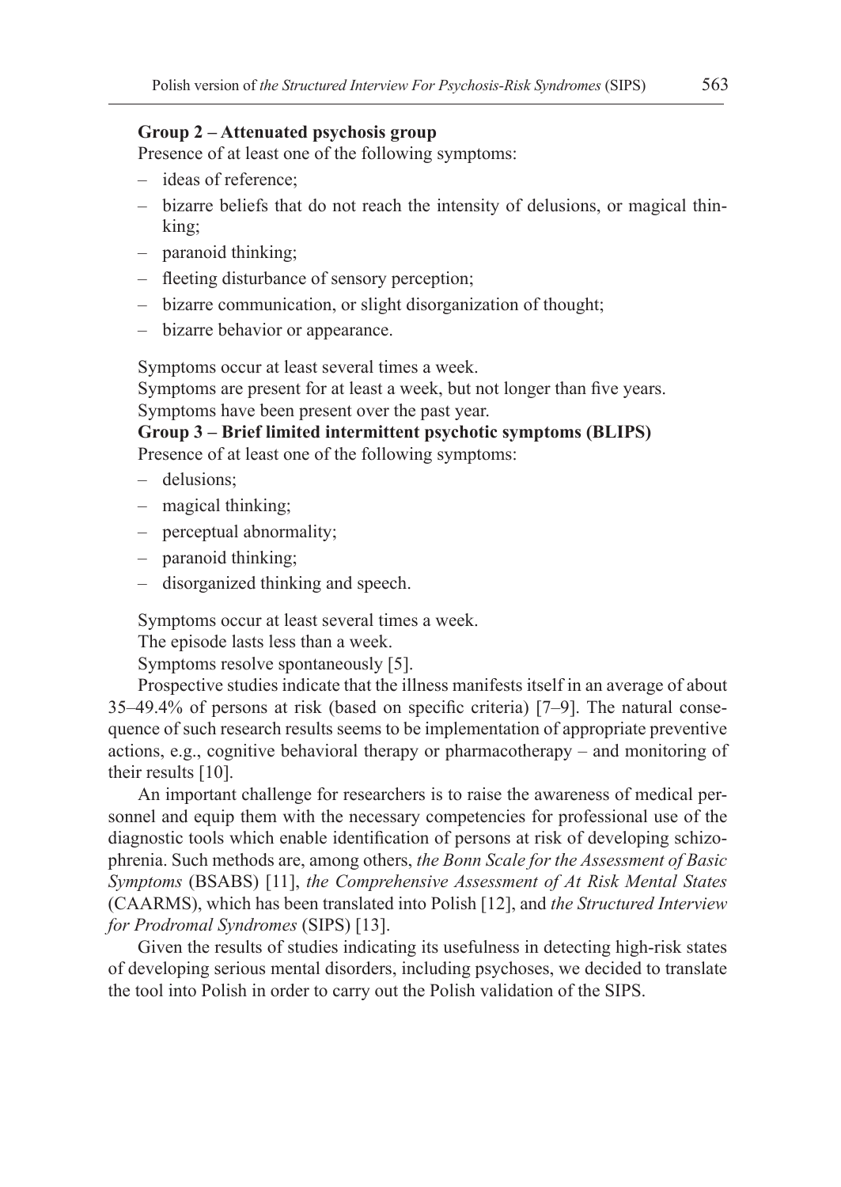**Group 2 – Attenuated psychosis group**

Presence of at least one of the following symptoms:

- ideas of reference;
- bizarre beliefs that do not reach the intensity of delusions, or magical thinking;
- paranoid thinking;
- fleeting disturbance of sensory perception;
- bizarre communication, or slight disorganization of thought;
- bizarre behavior or appearance.

Symptoms occur at least several times a week.

Symptoms are present for at least a week, but not longer than five years.

Symptoms have been present over the past year.

**Group 3 – Brief limited intermittent psychotic symptoms (BLIPS)**

Presence of at least one of the following symptoms:

- delusions;
- magical thinking;
- perceptual abnormality;
- paranoid thinking;
- disorganized thinking and speech.

Symptoms occur at least several times a week.

The episode lasts less than a week.

Symptoms resolve spontaneously [5].

Prospective studies indicate that the illness manifests itself in an average of about 35–49.4% of persons at risk (based on specific criteria) [7–9]. The natural consequence of such research results seems to be implementation of appropriate preventive actions, e.g., cognitive behavioral therapy or pharmacotherapy – and monitoring of their results [10].

An important challenge for researchers is to raise the awareness of medical personnel and equip them with the necessary competencies for professional use of the diagnostic tools which enable identification of persons at risk of developing schizophrenia. Such methods are, among others, *the Bonn Scale for the Assessment of Basic Symptoms* (BSABS) [11], *the Comprehensive Assessment of At Risk Mental States* (CAARMS), which has been translated into Polish [12], and *the Structured Interview for Prodromal Syndromes* (SIPS) [13].

Given the results of studies indicating its usefulness in detecting high-risk states of developing serious mental disorders, including psychoses, we decided to translate the tool into Polish in order to carry out the Polish validation of the SIPS.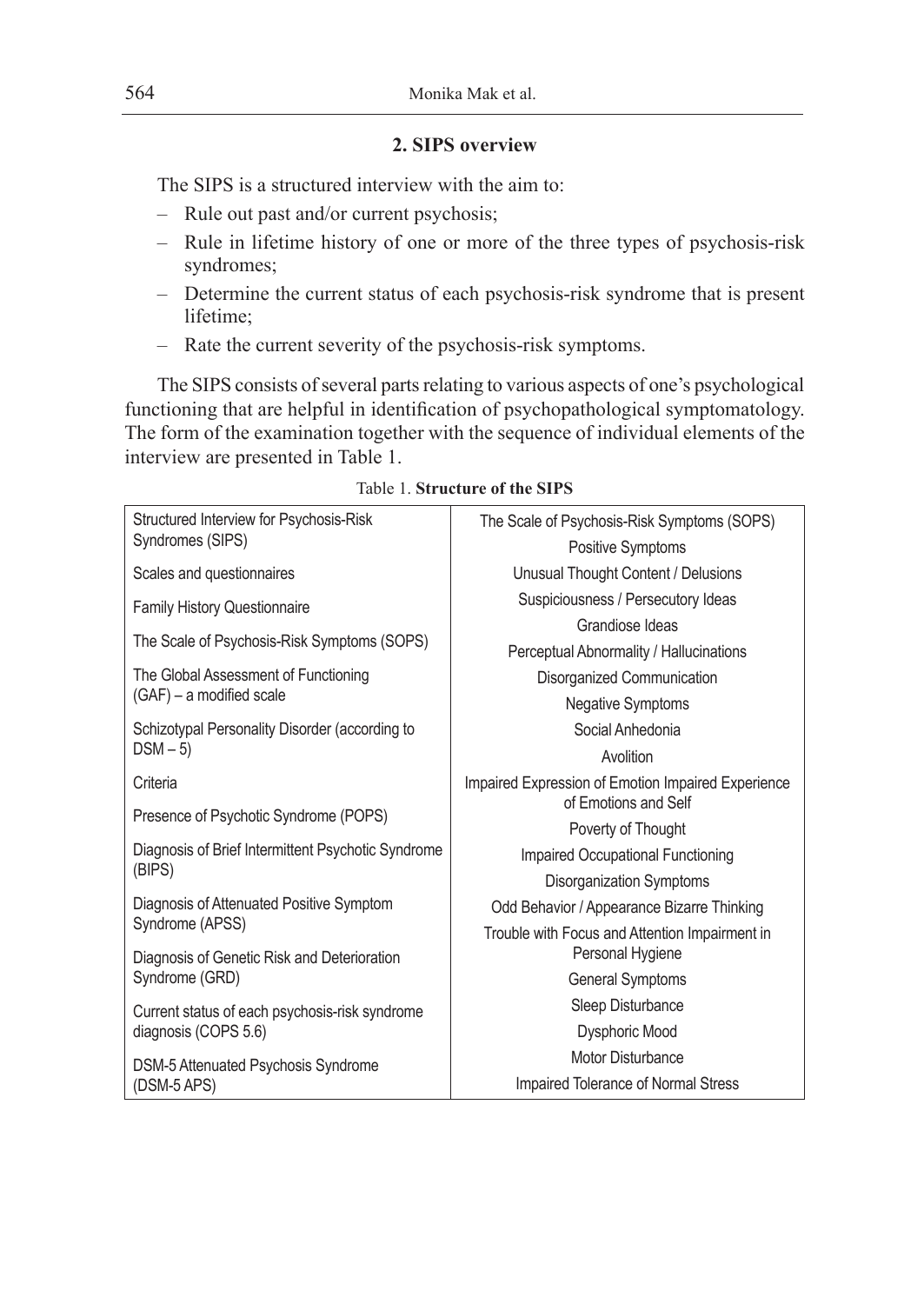## 2. SIPS overview

The SIPS is a structured interview with the aim to:

- Rule out past and/or current psychosis;
- Rule in lifetime history of one or more of the three types of psychosis-risk syndromes;
- Determine the current status of each psychosis-risk syndrome that is present lifetime;
- Rate the current severity of the psychosis-risk symptoms.

The SIPS consists of several parts relating to various aspects of one's psychological functioning that are helpful in identification of psychopathological symptomatology. The form of the examination together with the sequence of individual elements of the interview are presented in Table 1.

Table 1. **Structure of the SIPS**

| | |
|---|---|
| Structured Interview for Psychosis-Risk Syndromes (SIPS) | The Scale of Psychosis-Risk Symptoms (SOPS) |
| | Positive Symptoms |
| Scales and questionnaires | Unusual Thought Content / Delusions |
| Family History Questionnaire | Suspiciousness / Persecutory Ideas |
| | Grandiose Ideas |
| The Scale of Psychosis-Risk Symptoms (SOPS) | Perceptual Abnormality / Hallucinations |
| The Global Assessment of Functioning (GAF) – a modified scale | Disorganized Communication |
| | Negative Symptoms |
| Schizotypal Personality Disorder (according to DSM – 5) | Social Anhedonia |
| | Avolition |
| Criteria | Impaired Expression of Emotion Impaired Experience of Emotions and Self |
| Presence of Psychotic Syndrome (POPS) | Poverty of Thought |
| Diagnosis of Brief Intermittent Psychotic Syndrome (BIPS) | Impaired Occupational Functioning |
| | Disorganization Symptoms |
| Diagnosis of Attenuated Positive Symptom Syndrome (APSS) | Odd Behavior / Appearance Bizarre Thinking |
| Diagnosis of Genetic Risk and Deterioration Syndrome (GRD) | Trouble with Focus and Attention Impairment in Personal Hygiene |
| | General Symptoms |
| Current status of each psychosis-risk syndrome diagnosis (COPS 5.6) | Sleep Disturbance |
| | Dysphoric Mood |
| DSM-5 Attenuated Psychosis Syndrome (DSM-5 APS) | Motor Disturbance |
| | Impaired Tolerance of Normal Stress |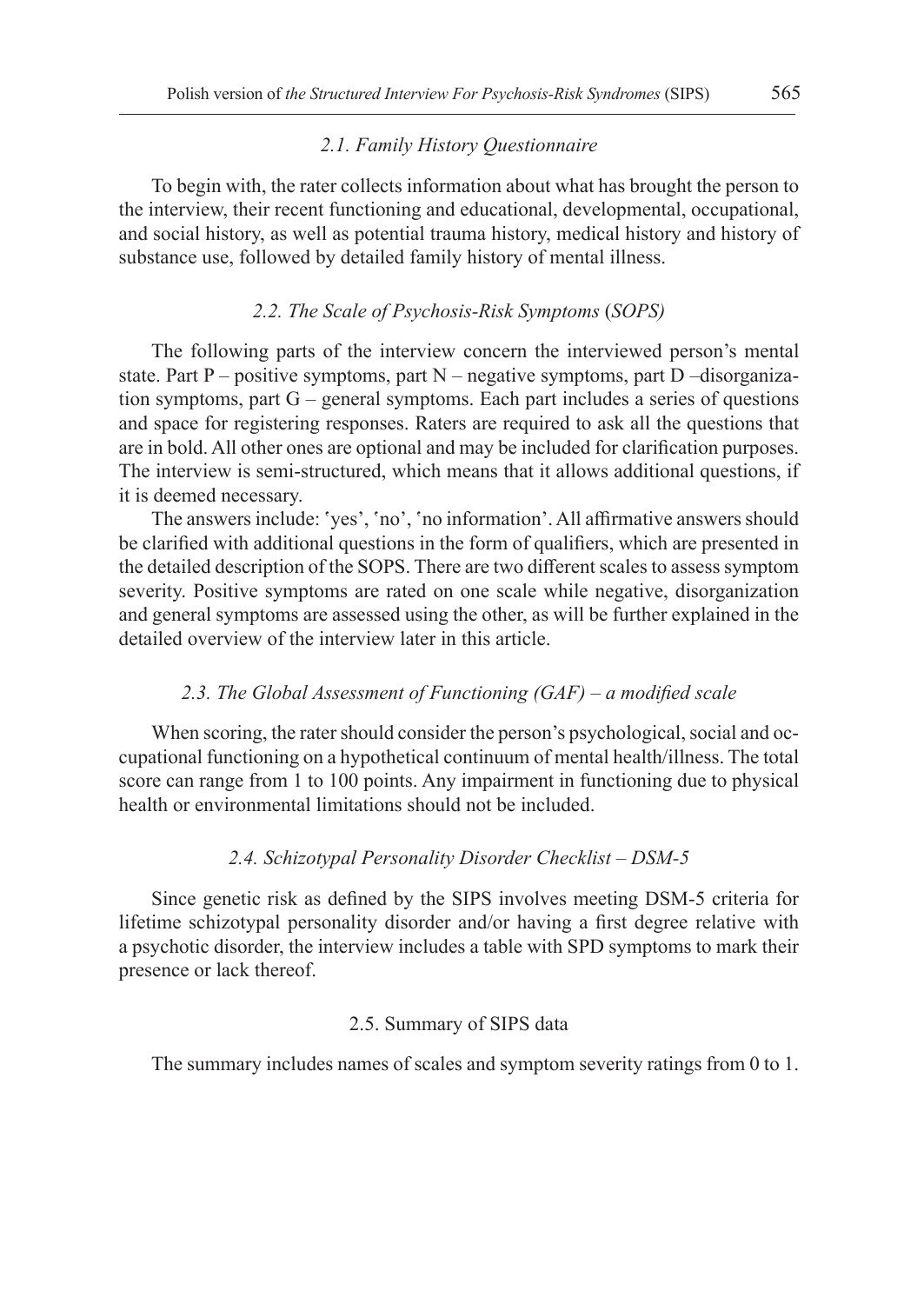### *2.1. Family History Questionnaire*

To begin with, the rater collects information about what has brought the person to the interview, their recent functioning and educational, developmental, occupational, and social history, as well as potential trauma history, medical history and history of substance use, followed by detailed family history of mental illness.

### *2.2. The Scale of Psychosis-Risk Symptoms* (*SOPS)*

The following parts of the interview concern the interviewed person's mental state. Part P – positive symptoms, part N – negative symptoms, part D –disorganization symptoms, part G – general symptoms. Each part includes a series of questions and space for registering responses. Raters are required to ask all the questions that are in bold. All other ones are optional and may be included for clarification purposes. The interview is semi-structured, which means that it allows additional questions, if it is deemed necessary.

The answers include: 'yes', 'no', 'no information'. All affirmative answers should be clarified with additional questions in the form of qualifiers, which are presented in the detailed description of the SOPS. There are two different scales to assess symptom severity. Positive symptoms are rated on one scale while negative, disorganization and general symptoms are assessed using the other, as will be further explained in the detailed overview of the interview later in this article.

### *2.3. The Global Assessment of Functioning (GAF) – a modified scale*

When scoring, the rater should consider the person's psychological, social and occupational functioning on a hypothetical continuum of mental health/illness. The total score can range from 1 to 100 points. Any impairment in functioning due to physical health or environmental limitations should not be included.

### *2.4. Schizotypal Personality Disorder Checklist – DSM-5*

Since genetic risk as defined by the SIPS involves meeting DSM-5 criteria for lifetime schizotypal personality disorder and/or having a first degree relative with a psychotic disorder, the interview includes a table with SPD symptoms to mark their presence or lack thereof.

### 2.5. Summary of SIPS data

The summary includes names of scales and symptom severity ratings from 0 to 1.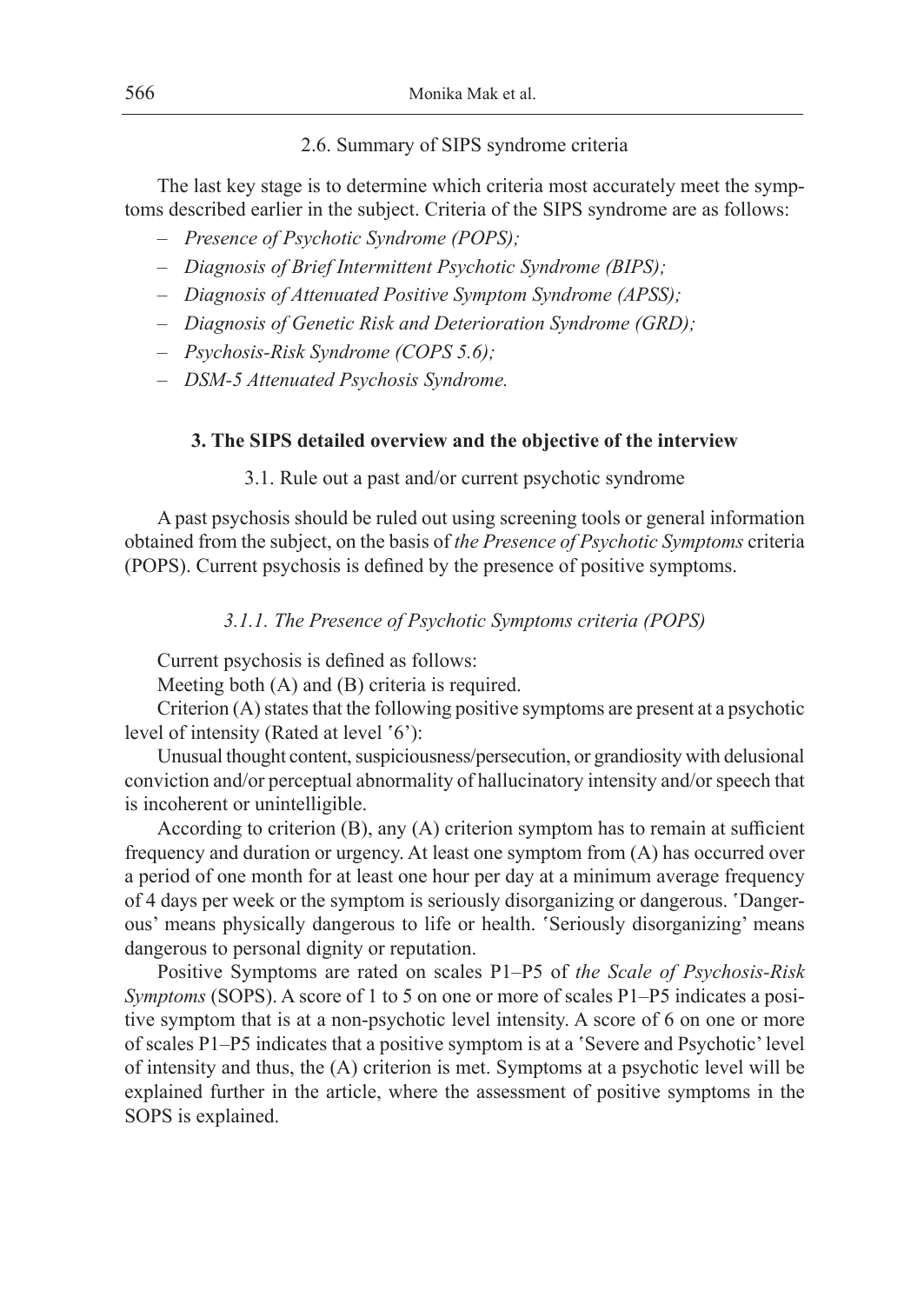### 2.6. Summary of SIPS syndrome criteria

The last key stage is to determine which criteria most accurately meet the symptoms described earlier in the subject. Criteria of the SIPS syndrome are as follows:

- *Presence of Psychotic Syndrome (POPS);*
- *Diagnosis of Brief Intermittent Psychotic Syndrome (BIPS);*
- *Diagnosis of Attenuated Positive Symptom Syndrome (APSS);*
- *Diagnosis of Genetic Risk and Deterioration Syndrome (GRD);*
- *Psychosis-Risk Syndrome (COPS 5.6);*
- *DSM-5 Attenuated Psychosis Syndrome.*

## 3. The SIPS detailed overview and the objective of the interview

### 3.1. Rule out a past and/or current psychotic syndrome

A past psychosis should be ruled out using screening tools or general information obtained from the subject, on the basis of *the Presence of Psychotic Symptoms* criteria (POPS). Current psychosis is defined by the presence of positive symptoms.

#### *3.1.1. The Presence of Psychotic Symptoms criteria (POPS)*

Current psychosis is defined as follows:

Meeting both (A) and (B) criteria is required.

Criterion (A) states that the following positive symptoms are present at a psychotic level of intensity (Rated at level '6'):

Unusual thought content, suspiciousness/persecution, or grandiosity with delusional conviction and/or perceptual abnormality of hallucinatory intensity and/or speech that is incoherent or unintelligible.

According to criterion (B), any (A) criterion symptom has to remain at sufficient frequency and duration or urgency. At least one symptom from (A) has occurred over a period of one month for at least one hour per day at a minimum average frequency of 4 days per week or the symptom is seriously disorganizing or dangerous. 'Dangerous' means physically dangerous to life or health. 'Seriously disorganizing' means dangerous to personal dignity or reputation.

Positive Symptoms are rated on scales P1–P5 of *the Scale of Psychosis-Risk Symptoms* (SOPS). A score of 1 to 5 on one or more of scales P1–P5 indicates a positive symptom that is at a non-psychotic level intensity. A score of 6 on one or more of scales P1–P5 indicates that a positive symptom is at a 'Severe and Psychotic' level of intensity and thus, the (A) criterion is met. Symptoms at a psychotic level will be explained further in the article, where the assessment of positive symptoms in the SOPS is explained.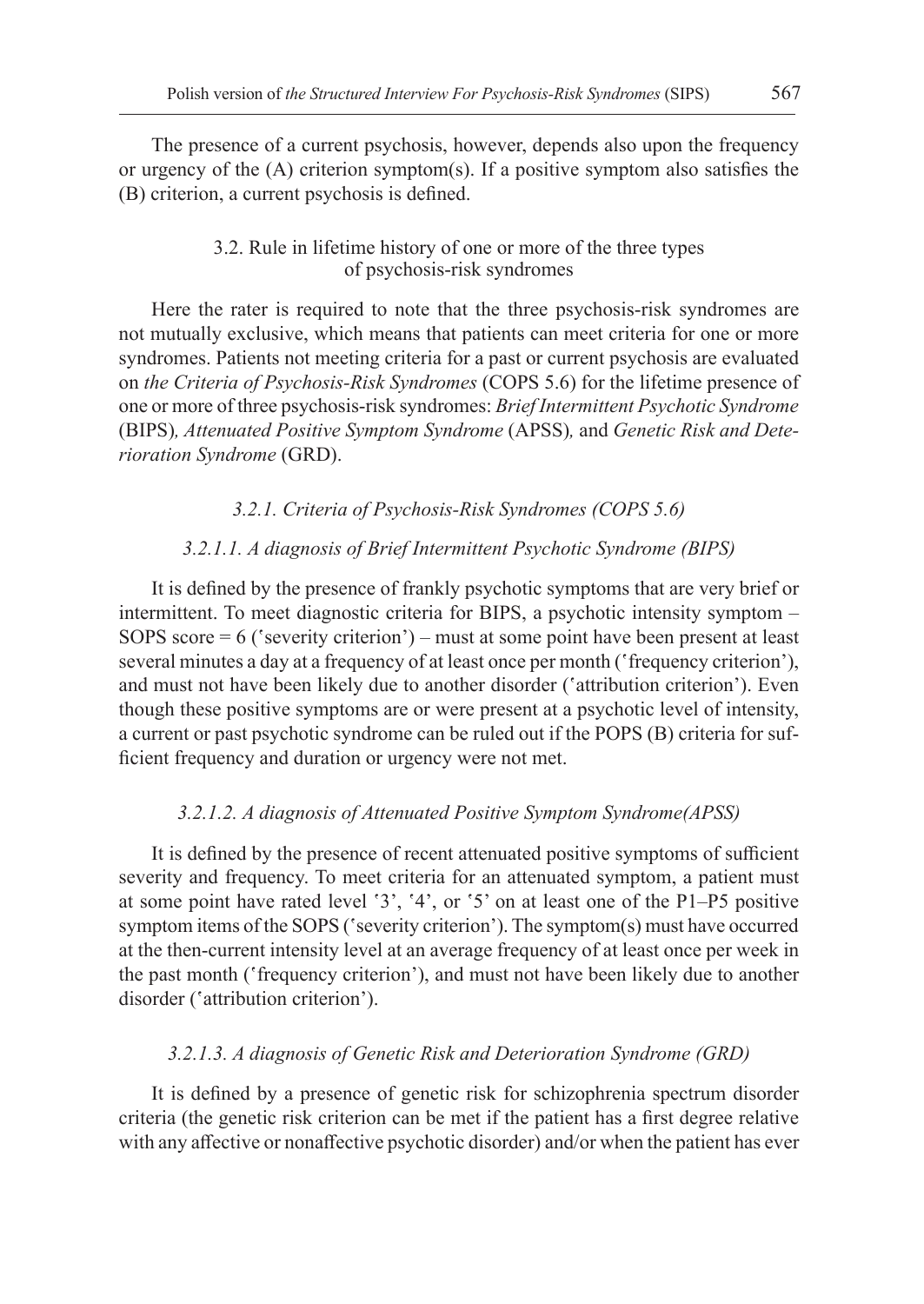The presence of a current psychosis, however, depends also upon the frequency or urgency of the (A) criterion symptom(s). If a positive symptom also satisfies the (B) criterion, a current psychosis is defined.

### 3.2. Rule in lifetime history of one or more of the three types of psychosis-risk syndromes

Here the rater is required to note that the three psychosis-risk syndromes are not mutually exclusive, which means that patients can meet criteria for one or more syndromes. Patients not meeting criteria for a past or current psychosis are evaluated on *the Criteria of Psychosis-Risk Syndromes* (COPS 5.6) for the lifetime presence of one or more of three psychosis-risk syndromes: *Brief Intermittent Psychotic Syndrome* (BIPS)*, Attenuated Positive Symptom Syndrome* (APSS)*,* and *Genetic Risk and Deterioration Syndrome* (GRD).

#### *3.2.1. Criteria of Psychosis-Risk Syndromes (COPS 5.6)*

##### *3.2.1.1. A diagnosis of Brief Intermittent Psychotic Syndrome (BIPS)*

It is defined by the presence of frankly psychotic symptoms that are very brief or intermittent. To meet diagnostic criteria for BIPS, a psychotic intensity symptom – SOPS score = 6 ('severity criterion') – must at some point have been present at least several minutes a day at a frequency of at least once per month ('frequency criterion'), and must not have been likely due to another disorder ('attribution criterion'). Even though these positive symptoms are or were present at a psychotic level of intensity, a current or past psychotic syndrome can be ruled out if the POPS (B) criteria for sufficient frequency and duration or urgency were not met.

##### *3.2.1.2. A diagnosis of Attenuated Positive Symptom Syndrome(APSS)*

It is defined by the presence of recent attenuated positive symptoms of sufficient severity and frequency. To meet criteria for an attenuated symptom, a patient must at some point have rated level '3', '4', or '5' on at least one of the P1–P5 positive symptom items of the SOPS ('severity criterion'). The symptom(s) must have occurred at the then-current intensity level at an average frequency of at least once per week in the past month ('frequency criterion'), and must not have been likely due to another disorder ('attribution criterion').

##### *3.2.1.3. A diagnosis of Genetic Risk and Deterioration Syndrome (GRD)*

It is defined by a presence of genetic risk for schizophrenia spectrum disorder criteria (the genetic risk criterion can be met if the patient has a first degree relative with any affective or nonaffective psychotic disorder) and/or when the patient has ever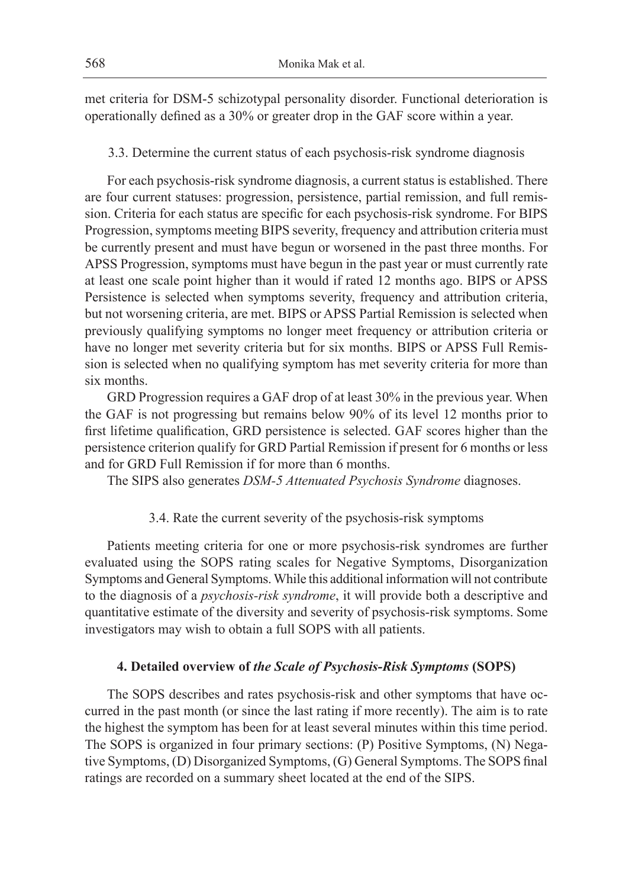met criteria for DSM-5 schizotypal personality disorder. Functional deterioration is operationally defined as a 30% or greater drop in the GAF score within a year.

### 3.3. Determine the current status of each psychosis-risk syndrome diagnosis

For each psychosis-risk syndrome diagnosis, a current status is established. There are four current statuses: progression, persistence, partial remission, and full remission. Criteria for each status are specific for each psychosis-risk syndrome. For BIPS Progression, symptoms meeting BIPS severity, frequency and attribution criteria must be currently present and must have begun or worsened in the past three months. For APSS Progression, symptoms must have begun in the past year or must currently rate at least one scale point higher than it would if rated 12 months ago. BIPS or APSS Persistence is selected when symptoms severity, frequency and attribution criteria, but not worsening criteria, are met. BIPS or APSS Partial Remission is selected when previously qualifying symptoms no longer meet frequency or attribution criteria or have no longer met severity criteria but for six months. BIPS or APSS Full Remission is selected when no qualifying symptom has met severity criteria for more than six months.

GRD Progression requires a GAF drop of at least 30% in the previous year. When the GAF is not progressing but remains below 90% of its level 12 months prior to first lifetime qualification, GRD persistence is selected. GAF scores higher than the persistence criterion qualify for GRD Partial Remission if present for 6 months or less and for GRD Full Remission if for more than 6 months.

The SIPS also generates *DSM-5 Attenuated Psychosis Syndrome* diagnoses.

### 3.4. Rate the current severity of the psychosis-risk symptoms

Patients meeting criteria for one or more psychosis-risk syndromes are further evaluated using the SOPS rating scales for Negative Symptoms, Disorganization Symptoms and General Symptoms. While this additional information will not contribute to the diagnosis of a *psychosis-risk syndrome*, it will provide both a descriptive and quantitative estimate of the diversity and severity of psychosis-risk symptoms. Some investigators may wish to obtain a full SOPS with all patients.

## 4. Detailed overview of *the Scale of Psychosis-Risk Symptoms* (SOPS)

The SOPS describes and rates psychosis-risk and other symptoms that have occurred in the past month (or since the last rating if more recently). The aim is to rate the highest the symptom has been for at least several minutes within this time period. The SOPS is organized in four primary sections: (P) Positive Symptoms, (N) Negative Symptoms, (D) Disorganized Symptoms, (G) General Symptoms. The SOPS final ratings are recorded on a summary sheet located at the end of the SIPS.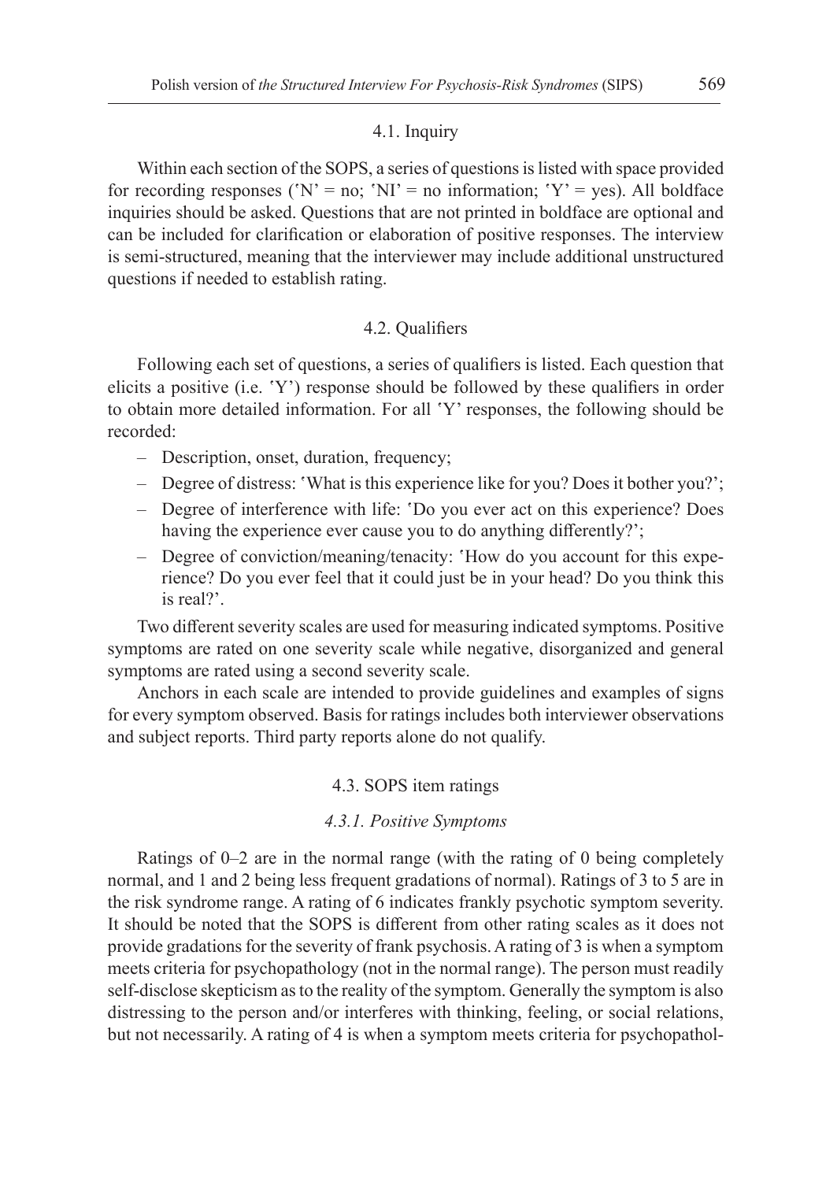### 4.1. Inquiry

Within each section of the SOPS, a series of questions is listed with space provided for recording responses ('N' = no; 'NI' = no information; 'Y' = yes). All boldface inquiries should be asked. Questions that are not printed in boldface are optional and can be included for clarification or elaboration of positive responses. The interview is semi-structured, meaning that the interviewer may include additional unstructured questions if needed to establish rating.

### 4.2. Qualifiers

Following each set of questions, a series of qualifiers is listed. Each question that elicits a positive (i.e. 'Y') response should be followed by these qualifiers in order to obtain more detailed information. For all 'Y' responses, the following should be recorded:

- Description, onset, duration, frequency;
- Degree of distress: 'What is this experience like for you? Does it bother you?';
- Degree of interference with life: 'Do you ever act on this experience? Does having the experience ever cause you to do anything differently?';
- Degree of conviction/meaning/tenacity: 'How do you account for this experience? Do you ever feel that it could just be in your head? Do you think this is real?'.

Two different severity scales are used for measuring indicated symptoms. Positive symptoms are rated on one severity scale while negative, disorganized and general symptoms are rated using a second severity scale.

Anchors in each scale are intended to provide guidelines and examples of signs for every symptom observed. Basis for ratings includes both interviewer observations and subject reports. Third party reports alone do not qualify.

### 4.3. SOPS item ratings

#### *4.3.1. Positive Symptoms*

Ratings of 0–2 are in the normal range (with the rating of 0 being completely normal, and 1 and 2 being less frequent gradations of normal). Ratings of 3 to 5 are in the risk syndrome range. A rating of 6 indicates frankly psychotic symptom severity. It should be noted that the SOPS is different from other rating scales as it does not provide gradations for the severity of frank psychosis. A rating of 3 is when a symptom meets criteria for psychopathology (not in the normal range). The person must readily self-disclose skepticism as to the reality of the symptom. Generally the symptom is also distressing to the person and/or interferes with thinking, feeling, or social relations, but not necessarily. A rating of 4 is when a symptom meets criteria for psychopathol-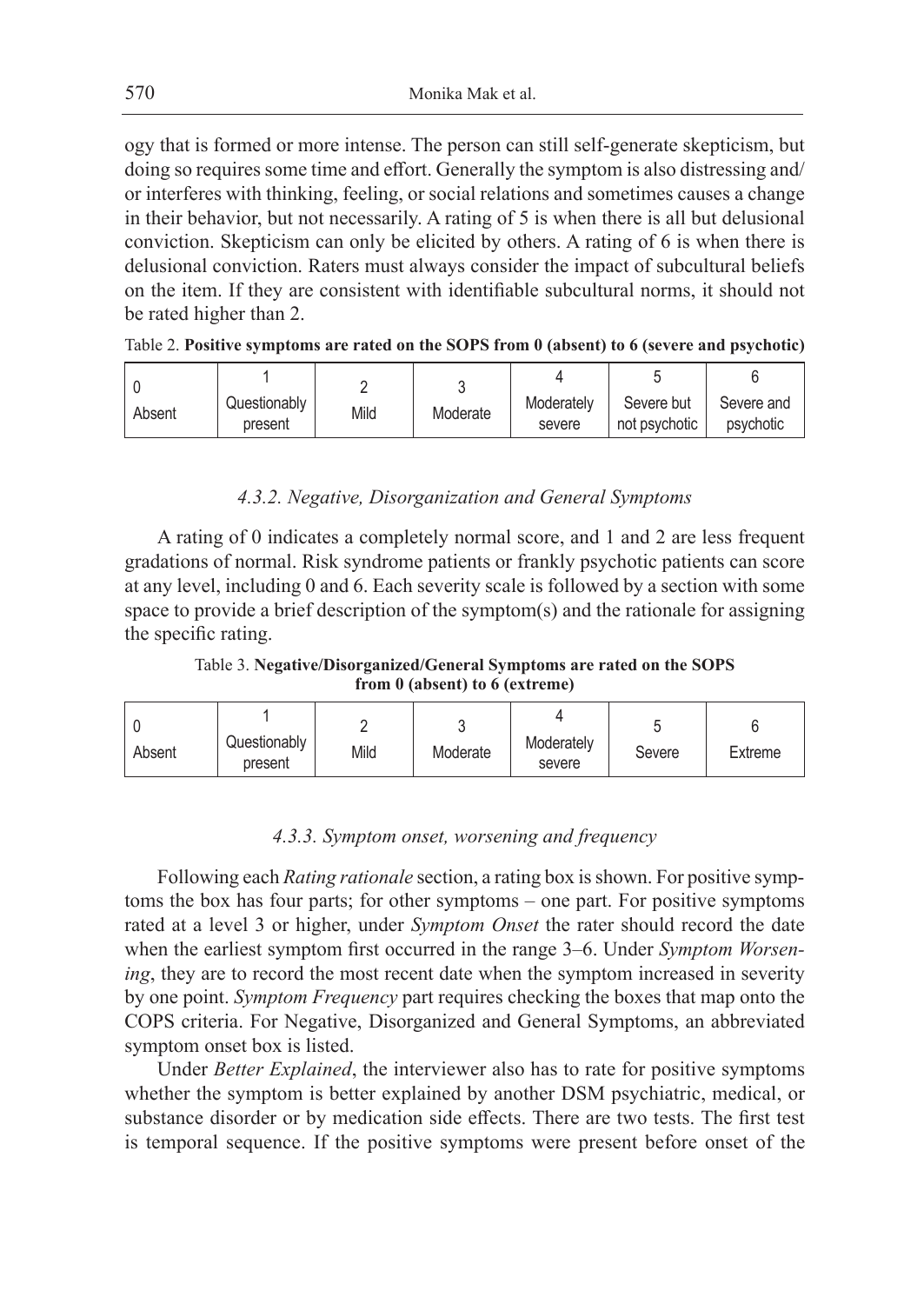ogy that is formed or more intense. The person can still self-generate skepticism, but doing so requires some time and effort. Generally the symptom is also distressing and/or interferes with thinking, feeling, or social relations and sometimes causes a change in their behavior, but not necessarily. A rating of 5 is when there is all but delusional conviction. Skepticism can only be elicited by others. A rating of 6 is when there is delusional conviction. Raters must always consider the impact of subcultural beliefs on the item. If they are consistent with identifiable subcultural norms, it should not be rated higher than 2.

Table 2. **Positive symptoms are rated on the SOPS from 0 (absent) to 6 (severe and psychotic)**

| 0 | 1 | 2 | 3 | 4 | 5 | 6 |
|---|---|---|---|---|---|---|
| Absent | Questionably present | Mild | Moderate | Moderately severe | Severe but not psychotic | Severe and psychotic |

### *4.3.2. Negative, Disorganization and General Symptoms*

A rating of 0 indicates a completely normal score, and 1 and 2 are less frequent gradations of normal. Risk syndrome patients or frankly psychotic patients can score at any level, including 0 and 6. Each severity scale is followed by a section with some space to provide a brief description of the symptom(s) and the rationale for assigning the specific rating.

Table 3. **Negative/Disorganized/General Symptoms are rated on the SOPS from 0 (absent) to 6 (extreme)**

| 0 | 1 | 2 | 3 | 4 | 5 | 6 |
|---|---|---|---|---|---|---|
| Absent | Questionably present | Mild | Moderate | Moderately severe | Severe | Extreme |

### *4.3.3. Symptom onset, worsening and frequency*

Following each *Rating rationale* section, a rating box is shown. For positive symptoms the box has four parts; for other symptoms – one part. For positive symptoms rated at a level 3 or higher, under *Symptom Onset* the rater should record the date when the earliest symptom first occurred in the range 3–6. Under *Symptom Worsening*, they are to record the most recent date when the symptom increased in severity by one point. *Symptom Frequency* part requires checking the boxes that map onto the COPS criteria. For Negative, Disorganized and General Symptoms, an abbreviated symptom onset box is listed.

Under *Better Explained*, the interviewer also has to rate for positive symptoms whether the symptom is better explained by another DSM psychiatric, medical, or substance disorder or by medication side effects. There are two tests. The first test is temporal sequence. If the positive symptoms were present before onset of the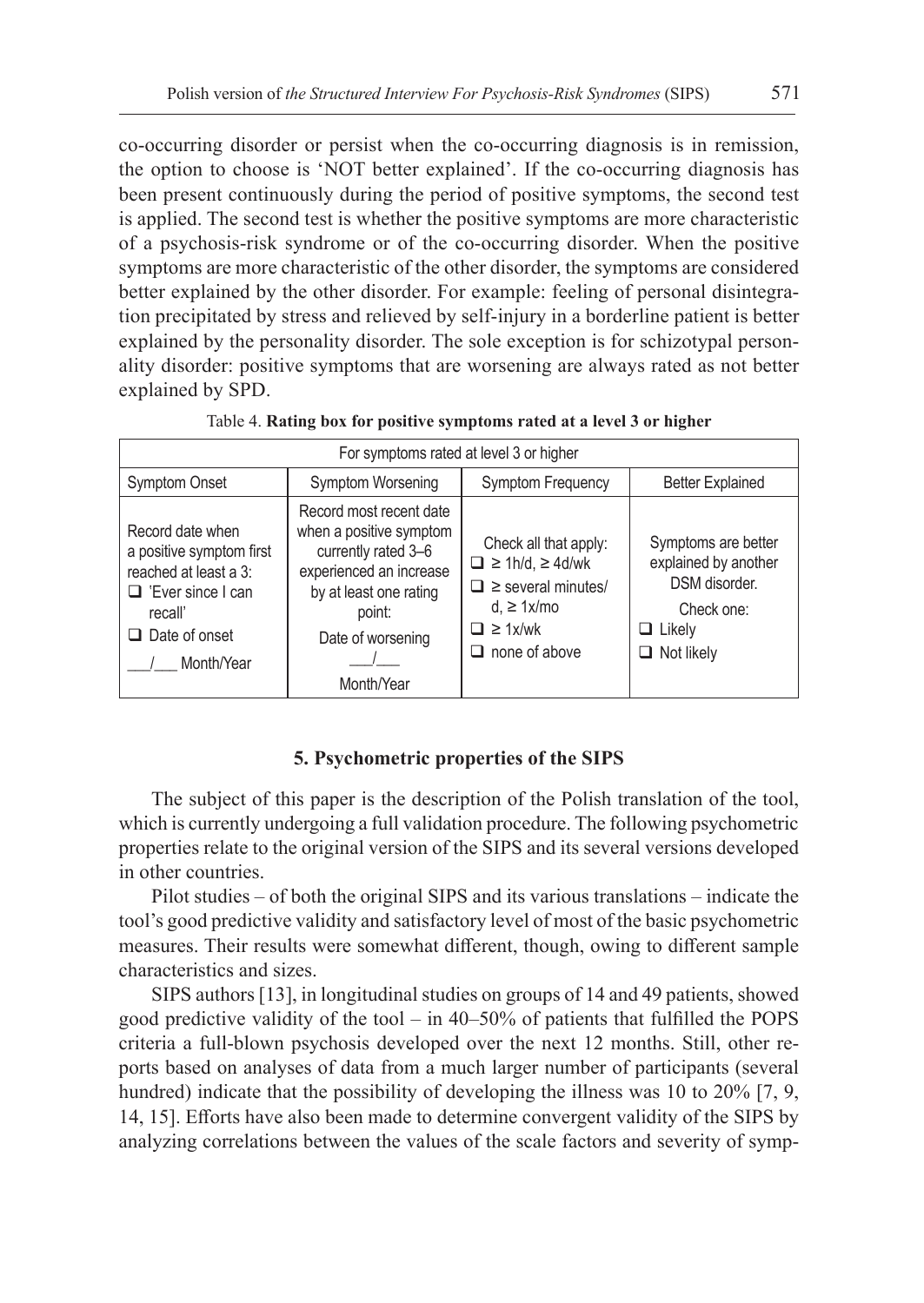co-occurring disorder or persist when the co-occurring diagnosis is in remission, the option to choose is 'NOT better explained'. If the co-occurring diagnosis has been present continuously during the period of positive symptoms, the second test is applied. The second test is whether the positive symptoms are more characteristic of a psychosis-risk syndrome or of the co-occurring disorder. When the positive symptoms are more characteristic of the other disorder, the symptoms are considered better explained by the other disorder. For example: feeling of personal disintegration precipitated by stress and relieved by self-injury in a borderline patient is better explained by the personality disorder. The sole exception is for schizotypal personality disorder: positive symptoms that are worsening are always rated as not better explained by SPD.

Table 4. **Rating box for positive symptoms rated at a level 3 or higher**

| For symptoms rated at level 3 or higher | | | |
|---|---|---|---|
| Symptom Onset | Symptom Worsening | Symptom Frequency | Better Explained |
| Record date when a positive symptom first reached at least a 3:<br>❑ 'Ever since I can recall'<br>❑ Date of onset<br>___/___ Month/Year | Record most recent date when a positive symptom currently rated 3–6 experienced an increase by at least one rating point:<br>Date of worsening<br>___/___<br>Month/Year | Check all that apply:<br>❑ ≥ 1h/d, ≥ 4d/wk<br>❑ ≥ several minutes/d, ≥ 1x/mo<br>❑ ≥ 1x/wk<br>❑ none of above | Symptoms are better explained by another DSM disorder.<br>Check one:<br>❑ Likely<br>❑ Not likely |

## 5. Psychometric properties of the SIPS

The subject of this paper is the description of the Polish translation of the tool, which is currently undergoing a full validation procedure. The following psychometric properties relate to the original version of the SIPS and its several versions developed in other countries.

Pilot studies – of both the original SIPS and its various translations – indicate the tool's good predictive validity and satisfactory level of most of the basic psychometric measures. Their results were somewhat different, though, owing to different sample characteristics and sizes.

SIPS authors [13], in longitudinal studies on groups of 14 and 49 patients, showed good predictive validity of the tool – in 40–50% of patients that fulfilled the POPS criteria a full-blown psychosis developed over the next 12 months. Still, other reports based on analyses of data from a much larger number of participants (several hundred) indicate that the possibility of developing the illness was 10 to 20% [7, 9, 14, 15]. Efforts have also been made to determine convergent validity of the SIPS by analyzing correlations between the values of the scale factors and severity of symp-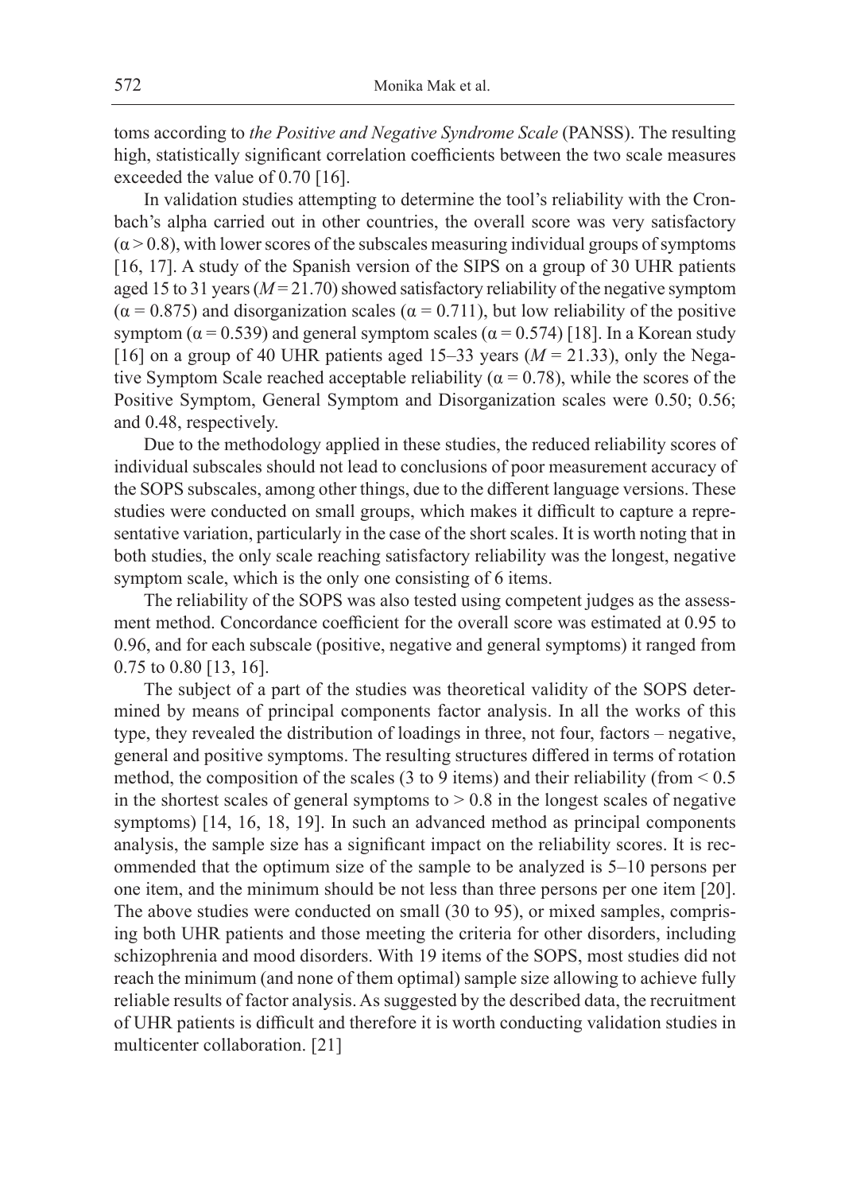toms according to *the Positive and Negative Syndrome Scale* (PANSS). The resulting high, statistically significant correlation coefficients between the two scale measures exceeded the value of 0.70 [16].

In validation studies attempting to determine the tool's reliability with the Cronbach's alpha carried out in other countries, the overall score was very satisfactory ($\alpha > 0.8$), with lower scores of the subscales measuring individual groups of symptoms [16, 17]. A study of the Spanish version of the SIPS on a group of 30 UHR patients aged 15 to 31 years ($M = 21.70$) showed satisfactory reliability of the negative symptom ($\alpha = 0.875$) and disorganization scales ($\alpha = 0.711$), but low reliability of the positive symptom ($\alpha = 0.539$) and general symptom scales ($\alpha = 0.574$) [18]. In a Korean study [16] on a group of 40 UHR patients aged 15–33 years ($M = 21.33$), only the Negative Symptom Scale reached acceptable reliability ($\alpha = 0.78$), while the scores of the Positive Symptom, General Symptom and Disorganization scales were 0.50; 0.56; and 0.48, respectively.

Due to the methodology applied in these studies, the reduced reliability scores of individual subscales should not lead to conclusions of poor measurement accuracy of the SOPS subscales, among other things, due to the different language versions. These studies were conducted on small groups, which makes it difficult to capture a representative variation, particularly in the case of the short scales. It is worth noting that in both studies, the only scale reaching satisfactory reliability was the longest, negative symptom scale, which is the only one consisting of 6 items.

The reliability of the SOPS was also tested using competent judges as the assessment method. Concordance coefficient for the overall score was estimated at 0.95 to 0.96, and for each subscale (positive, negative and general symptoms) it ranged from 0.75 to 0.80 [13, 16].

The subject of a part of the studies was theoretical validity of the SOPS determined by means of principal components factor analysis. In all the works of this type, they revealed the distribution of loadings in three, not four, factors – negative, general and positive symptoms. The resulting structures differed in terms of rotation method, the composition of the scales (3 to 9 items) and their reliability (from $< 0.5$ in the shortest scales of general symptoms to $> 0.8$ in the longest scales of negative symptoms) [14, 16, 18, 19]. In such an advanced method as principal components analysis, the sample size has a significant impact on the reliability scores. It is recommended that the optimum size of the sample to be analyzed is 5–10 persons per one item, and the minimum should be not less than three persons per one item [20]. The above studies were conducted on small (30 to 95), or mixed samples, comprising both UHR patients and those meeting the criteria for other disorders, including schizophrenia and mood disorders. With 19 items of the SOPS, most studies did not reach the minimum (and none of them optimal) sample size allowing to achieve fully reliable results of factor analysis. As suggested by the described data, the recruitment of UHR patients is difficult and therefore it is worth conducting validation studies in multicenter collaboration. [21]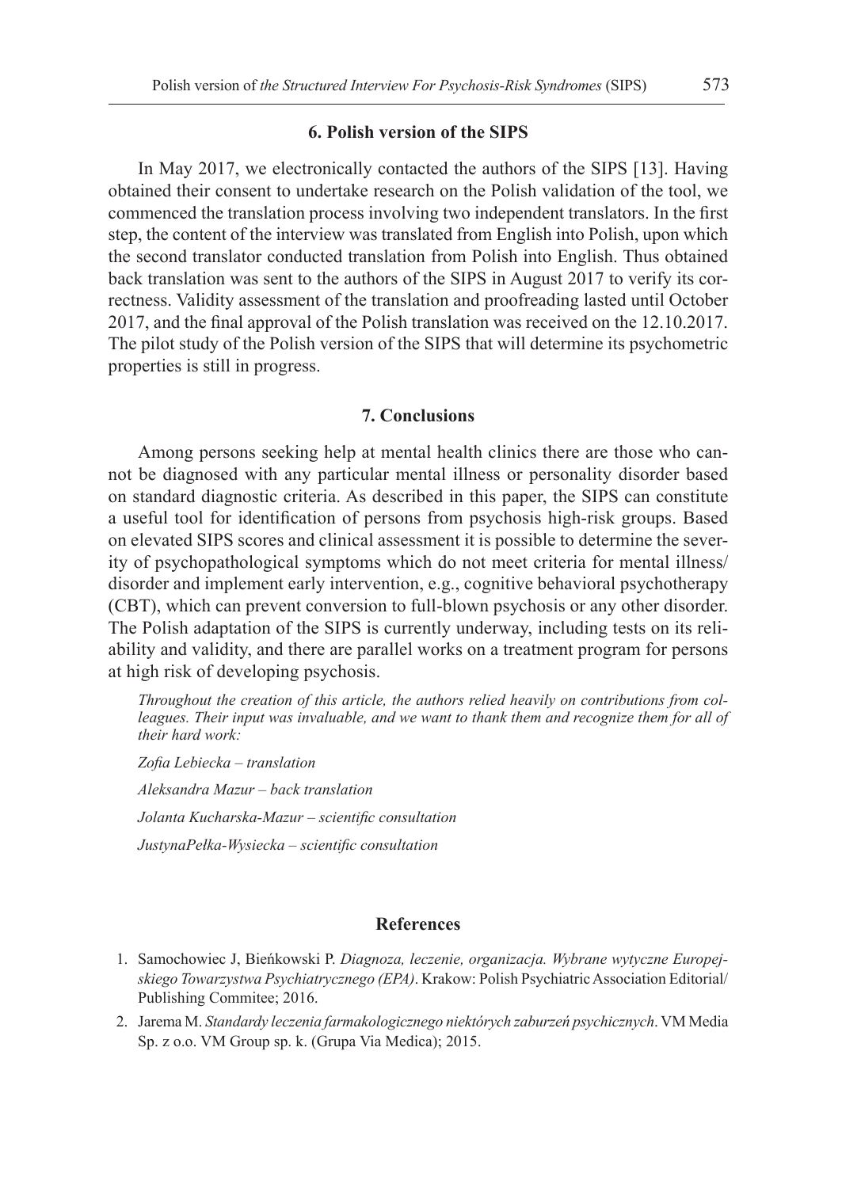## 6. Polish version of the SIPS

In May 2017, we electronically contacted the authors of the SIPS [13]. Having obtained their consent to undertake research on the Polish validation of the tool, we commenced the translation process involving two independent translators. In the first step, the content of the interview was translated from English into Polish, upon which the second translator conducted translation from Polish into English. Thus obtained back translation was sent to the authors of the SIPS in August 2017 to verify its correctness. Validity assessment of the translation and proofreading lasted until October 2017, and the final approval of the Polish translation was received on the 12.10.2017. The pilot study of the Polish version of the SIPS that will determine its psychometric properties is still in progress.

## 7. Conclusions

Among persons seeking help at mental health clinics there are those who cannot be diagnosed with any particular mental illness or personality disorder based on standard diagnostic criteria. As described in this paper, the SIPS can constitute a useful tool for identification of persons from psychosis high-risk groups. Based on elevated SIPS scores and clinical assessment it is possible to determine the severity of psychopathological symptoms which do not meet criteria for mental illness/ disorder and implement early intervention, e.g., cognitive behavioral psychotherapy (CBT), which can prevent conversion to full-blown psychosis or any other disorder. The Polish adaptation of the SIPS is currently underway, including tests on its reliability and validity, and there are parallel works on a treatment program for persons at high risk of developing psychosis.

*Throughout the creation of this article, the authors relied heavily on contributions from colleagues. Their input was invaluable, and we want to thank them and recognize them for all of their hard work:*

*Zofia Lebiecka – translation*

*Aleksandra Mazur – back translation*

*Jolanta Kucharska-Mazur – scientific consultation*

*JustynaPełka-Wysiecka – scientific consultation*

## References

1. Samochowiec J, Bieńkowski P. *Diagnoza, leczenie, organizacja. Wybrane wytyczne Europejskiego Towarzystwa Psychiatrycznego (EPA)*. Krakow: Polish Psychiatric Association Editorial/ Publishing Commitee; 2016.
2. Jarema M. *Standardy leczenia farmakologicznego niektórych zaburzeń psychicznych*. VM Media Sp. z o.o. VM Group sp. k. (Grupa Via Medica); 2015.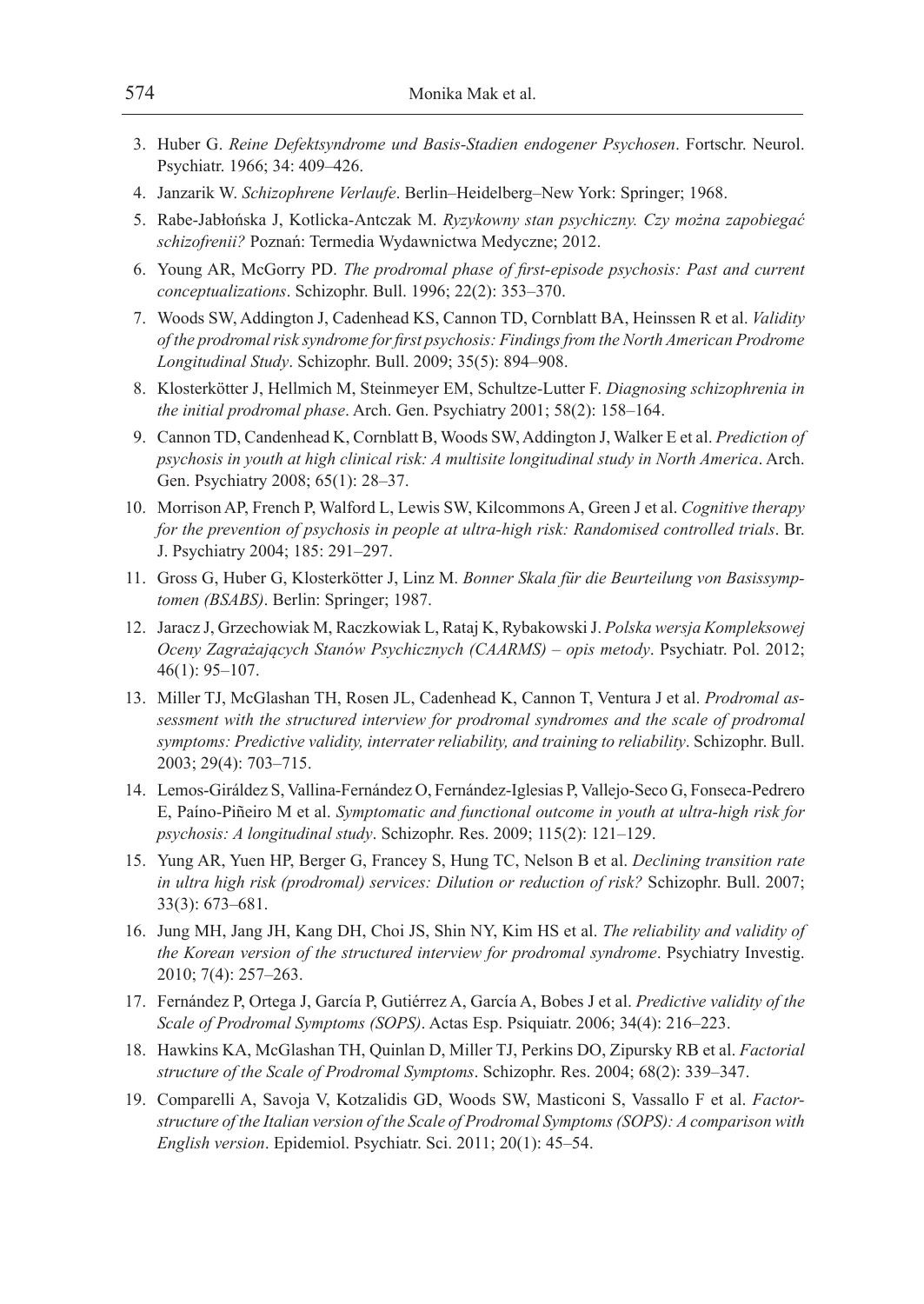3. Huber G. *Reine Defektsyndrome und Basis-Stadien endogener Psychosen*. Fortschr. Neurol. Psychiatr. 1966; 34: 409–426.
4. Janzarik W. *Schizophrene Verlaufe*. Berlin–Heidelberg–New York: Springer; 1968.
5. Rabe-Jabłońska J, Kotlicka-Antczak M. *Ryzykowny stan psychiczny. Czy można zapobiegać schizofrenii?* Poznań: Termedia Wydawnictwa Medyczne; 2012.
6. Young AR, McGorry PD. *The prodromal phase of first-episode psychosis: Past and current conceptualizations*. Schizophr. Bull. 1996; 22(2): 353–370.
7. Woods SW, Addington J, Cadenhead KS, Cannon TD, Cornblatt BA, Heinssen R et al. *Validity of the prodromal risk syndrome for first psychosis: Findings from the North American Prodrome Longitudinal Study*. Schizophr. Bull. 2009; 35(5): 894–908.
8. Klosterkötter J, Hellmich M, Steinmeyer EM, Schultze-Lutter F. *Diagnosing schizophrenia in the initial prodromal phase*. Arch. Gen. Psychiatry 2001; 58(2): 158–164.
9. Cannon TD, Candenhead K, Cornblatt B, Woods SW, Addington J, Walker E et al. *Prediction of psychosis in youth at high clinical risk: A multisite longitudinal study in North America*. Arch. Gen. Psychiatry 2008; 65(1): 28–37.
10. Morrison AP, French P, Walford L, Lewis SW, Kilcommons A, Green J et al. *Cognitive therapy for the prevention of psychosis in people at ultra-high risk: Randomised controlled trials*. Br. J. Psychiatry 2004; 185: 291–297.
11. Gross G, Huber G, Klosterkötter J, Linz M. *Bonner Skala für die Beurteilung von Basissymptomen (BSABS)*. Berlin: Springer; 1987.
12. Jaracz J, Grzechowiak M, Raczkowiak L, Rataj K, Rybakowski J. *Polska wersja Kompleksowej Oceny Zagrażających Stanów Psychicznych (CAARMS) – opis metody*. Psychiatr. Pol. 2012; 46(1): 95–107.
13. Miller TJ, McGlashan TH, Rosen JL, Cadenhead K, Cannon T, Ventura J et al. *Prodromal assessment with the structured interview for prodromal syndromes and the scale of prodromal symptoms: Predictive validity, interrater reliability, and training to reliability*. Schizophr. Bull. 2003; 29(4): 703–715.
14. Lemos-Giráldez S, Vallina-Fernández O, Fernández-Iglesias P, Vallejo-Seco G, Fonseca-Pedrero E, Paíno-Piñeiro M et al. *Symptomatic and functional outcome in youth at ultra-high risk for psychosis: A longitudinal study*. Schizophr. Res. 2009; 115(2): 121–129.
15. Yung AR, Yuen HP, Berger G, Francey S, Hung TC, Nelson B et al. *Declining transition rate in ultra high risk (prodromal) services: Dilution or reduction of risk?* Schizophr. Bull. 2007; 33(3): 673–681.
16. Jung MH, Jang JH, Kang DH, Choi JS, Shin NY, Kim HS et al. *The reliability and validity of the Korean version of the structured interview for prodromal syndrome*. Psychiatry Investig. 2010; 7(4): 257–263.
17. Fernández P, Ortega J, García P, Gutiérrez A, García A, Bobes J et al. *Predictive validity of the Scale of Prodromal Symptoms (SOPS)*. Actas Esp. Psiquiatr. 2006; 34(4): 216–223.
18. Hawkins KA, McGlashan TH, Quinlan D, Miller TJ, Perkins DO, Zipursky RB et al. *Factorial structure of the Scale of Prodromal Symptoms*. Schizophr. Res. 2004; 68(2): 339–347.
19. Comparelli A, Savoja V, Kotzalidis GD, Woods SW, Masticoni S, Vassallo F et al. *Factor-structure of the Italian version of the Scale of Prodromal Symptoms (SOPS): A comparison with English version*. Epidemiol. Psychiatr. Sci. 2011; 20(1): 45–54.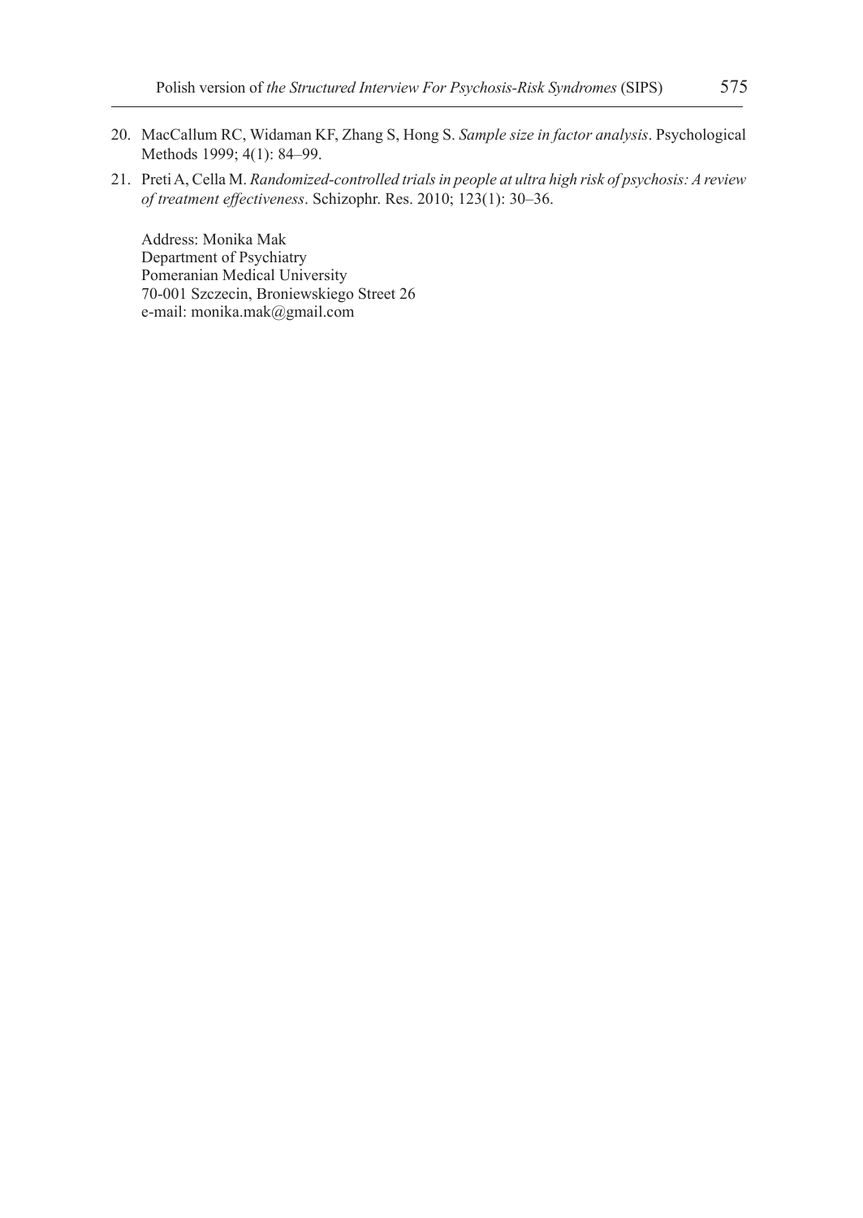20. MacCallum RC, Widaman KF, Zhang S, Hong S. *Sample size in factor analysis*. Psychological Methods 1999; 4(1): 84–99.
21. Preti A, Cella M. *Randomized-controlled trials in people at ultra high risk of psychosis: A review of treatment effectiveness*. Schizophr. Res. 2010; 123(1): 30–36.

Address: Monika Mak
Department of Psychiatry
Pomeranian Medical University
70-001 Szczecin, Broniewskiego Street 26
e-mail: monika.mak@gmail.com